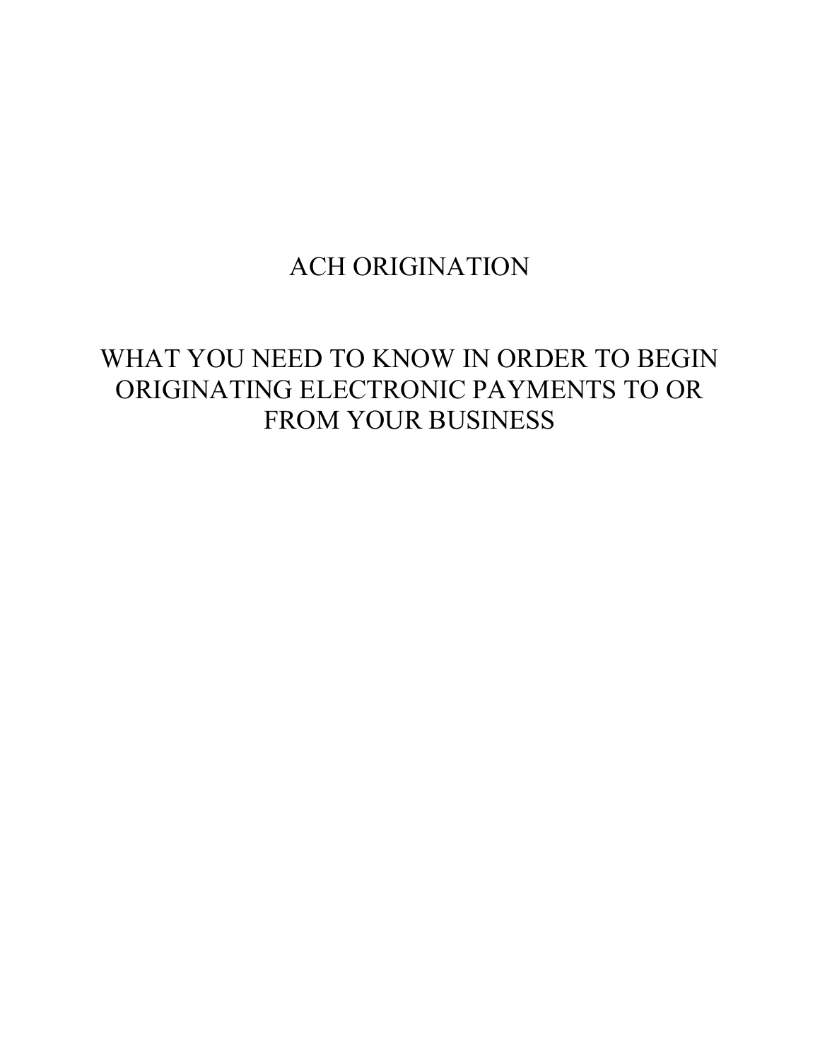# ACH ORIGINATION

## WHAT YOU NEED TO KNOW IN ORDER TO BEGIN ORIGINATING ELECTRONIC PAYMENTS TO OR FROM YOUR BUSINESS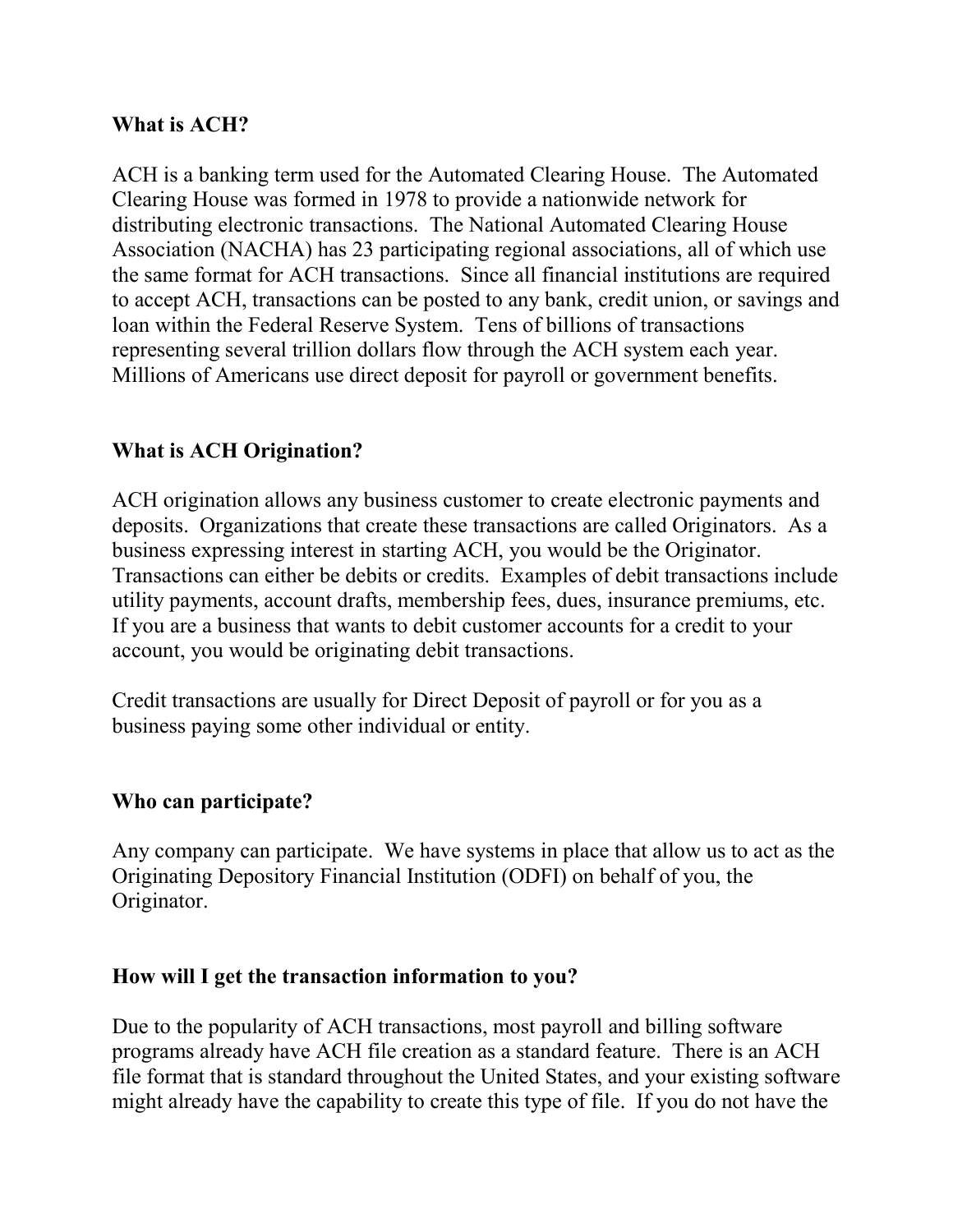**What is ACH?**

ACH is a banking term used for the Automated Clearing House. The Automated Clearing House was formed in 1978 to provide a nationwide network for distributing electronic transactions. The National Automated Clearing House Association (NACHA) has 23 participating regional associations, all of which use the same format for ACH transactions. Since all financial institutions are required to accept ACH, transactions can be posted to any bank, credit union, or savings and loan within the Federal Reserve System. Tens of billions of transactions representing several trillion dollars flow through the ACH system each year. Millions of Americans use direct deposit for payroll or government benefits.

**What is ACH Origination?**

ACH origination allows any business customer to create electronic payments and deposits. Organizations that create these transactions are called Originators. As a business expressing interest in starting ACH, you would be the Originator. Transactions can either be debits or credits. Examples of debit transactions include utility payments, account drafts, membership fees, dues, insurance premiums, etc. If you are a business that wants to debit customer accounts for a credit to your account, you would be originating debit transactions.

Credit transactions are usually for Direct Deposit of payroll or for you as a business paying some other individual or entity.

**Who can participate?**

Any company can participate. We have systems in place that allow us to act as the Originating Depository Financial Institution (ODFI) on behalf of you, the Originator.

**How will I get the transaction information to you?**

Due to the popularity of ACH transactions, most payroll and billing software programs already have ACH file creation as a standard feature. There is an ACH file format that is standard throughout the United States, and your existing software might already have the capability to create this type of file. If you do not have the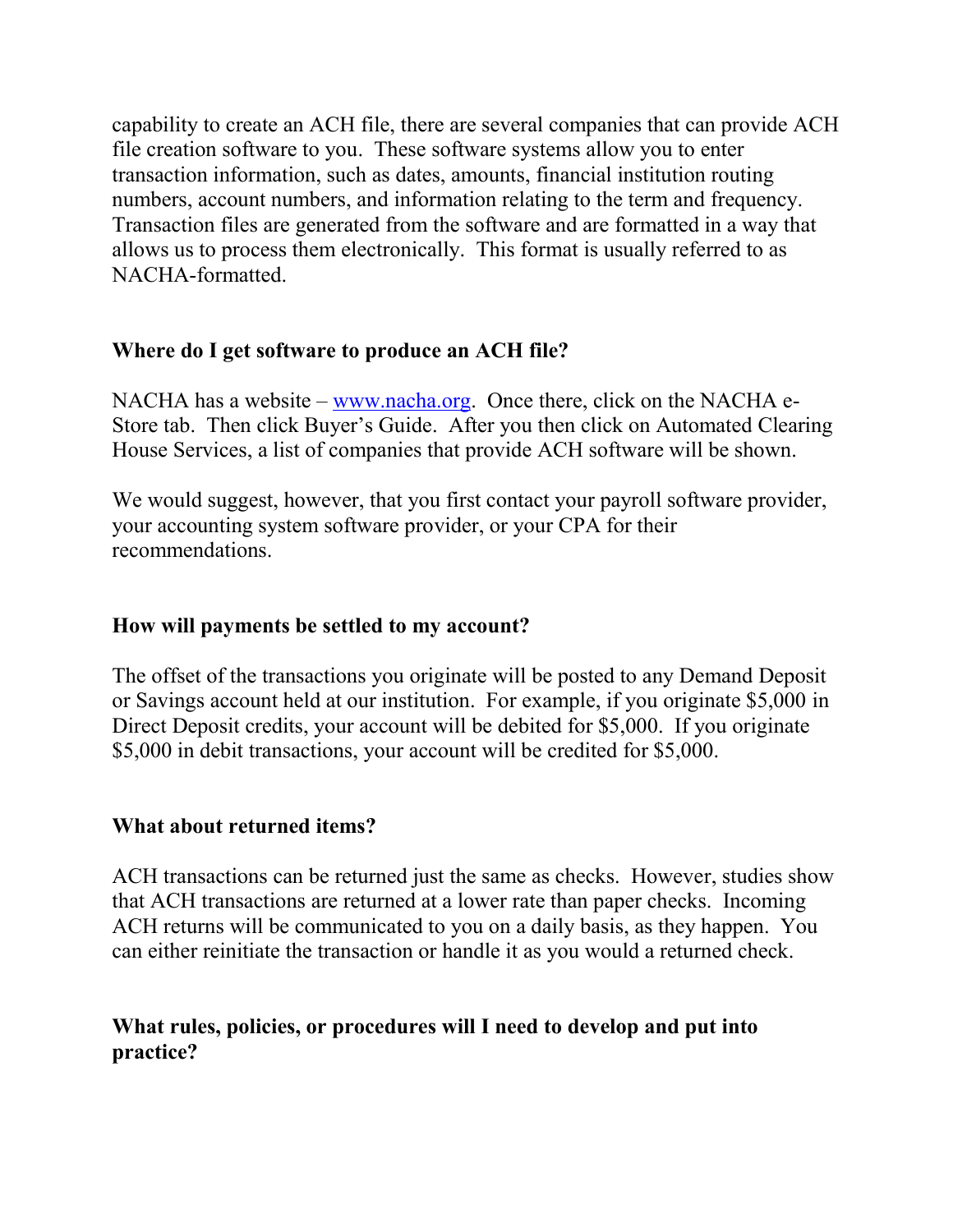capability to create an ACH file, there are several companies that can provide ACH file creation software to you. These software systems allow you to enter transaction information, such as dates, amounts, financial institution routing numbers, account numbers, and information relating to the term and frequency. Transaction files are generated from the software and are formatted in a way that allows us to process them electronically. This format is usually referred to as NACHA-formatted.

**Where do I get software to produce an ACH file?**

NACHA has a website – [www.nacha.org](http://www.nacha.org). Once there, click on the NACHA e-Store tab. Then click Buyer's Guide. After you then click on Automated Clearing House Services, a list of companies that provide ACH software will be shown.

We would suggest, however, that you first contact your payroll software provider, your accounting system software provider, or your CPA for their recommendations.

**How will payments be settled to my account?**

The offset of the transactions you originate will be posted to any Demand Deposit or Savings account held at our institution. For example, if you originate $5,000 in Direct Deposit credits, your account will be debited for $5,000. If you originate $5,000 in debit transactions, your account will be credited for $5,000.

**What about returned items?**

ACH transactions can be returned just the same as checks. However, studies show that ACH transactions are returned at a lower rate than paper checks. Incoming ACH returns will be communicated to you on a daily basis, as they happen. You can either reinitiate the transaction or handle it as you would a returned check.

**What rules, policies, or procedures will I need to develop and put into practice?**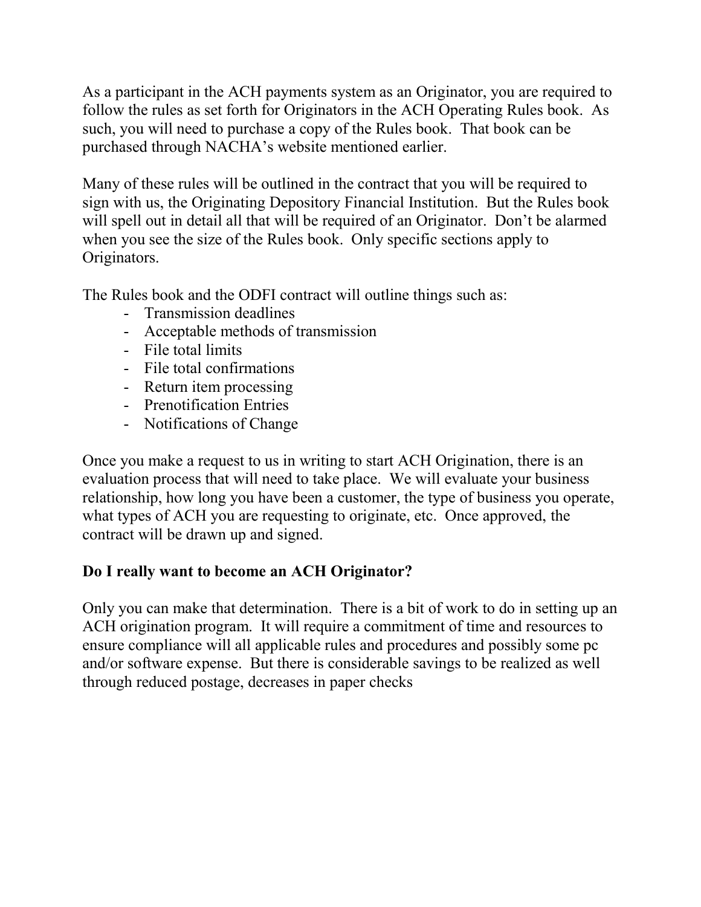As a participant in the ACH payments system as an Originator, you are required to follow the rules as set forth for Originators in the ACH Operating Rules book. As such, you will need to purchase a copy of the Rules book. That book can be purchased through NACHA's website mentioned earlier.

Many of these rules will be outlined in the contract that you will be required to sign with us, the Originating Depository Financial Institution. But the Rules book will spell out in detail all that will be required of an Originator. Don't be alarmed when you see the size of the Rules book. Only specific sections apply to Originators.

The Rules book and the ODFI contract will outline things such as:

- Transmission deadlines
- Acceptable methods of transmission
- File total limits
- File total confirmations
- Return item processing
- Prenotification Entries
- Notifications of Change

Once you make a request to us in writing to start ACH Origination, there is an evaluation process that will need to take place. We will evaluate your business relationship, how long you have been a customer, the type of business you operate, what types of ACH you are requesting to originate, etc. Once approved, the contract will be drawn up and signed.

**Do I really want to become an ACH Originator?**

Only you can make that determination. There is a bit of work to do in setting up an ACH origination program. It will require a commitment of time and resources to ensure compliance will all applicable rules and procedures and possibly some pc and/or software expense. But there is considerable savings to be realized as well through reduced postage, decreases in paper checks